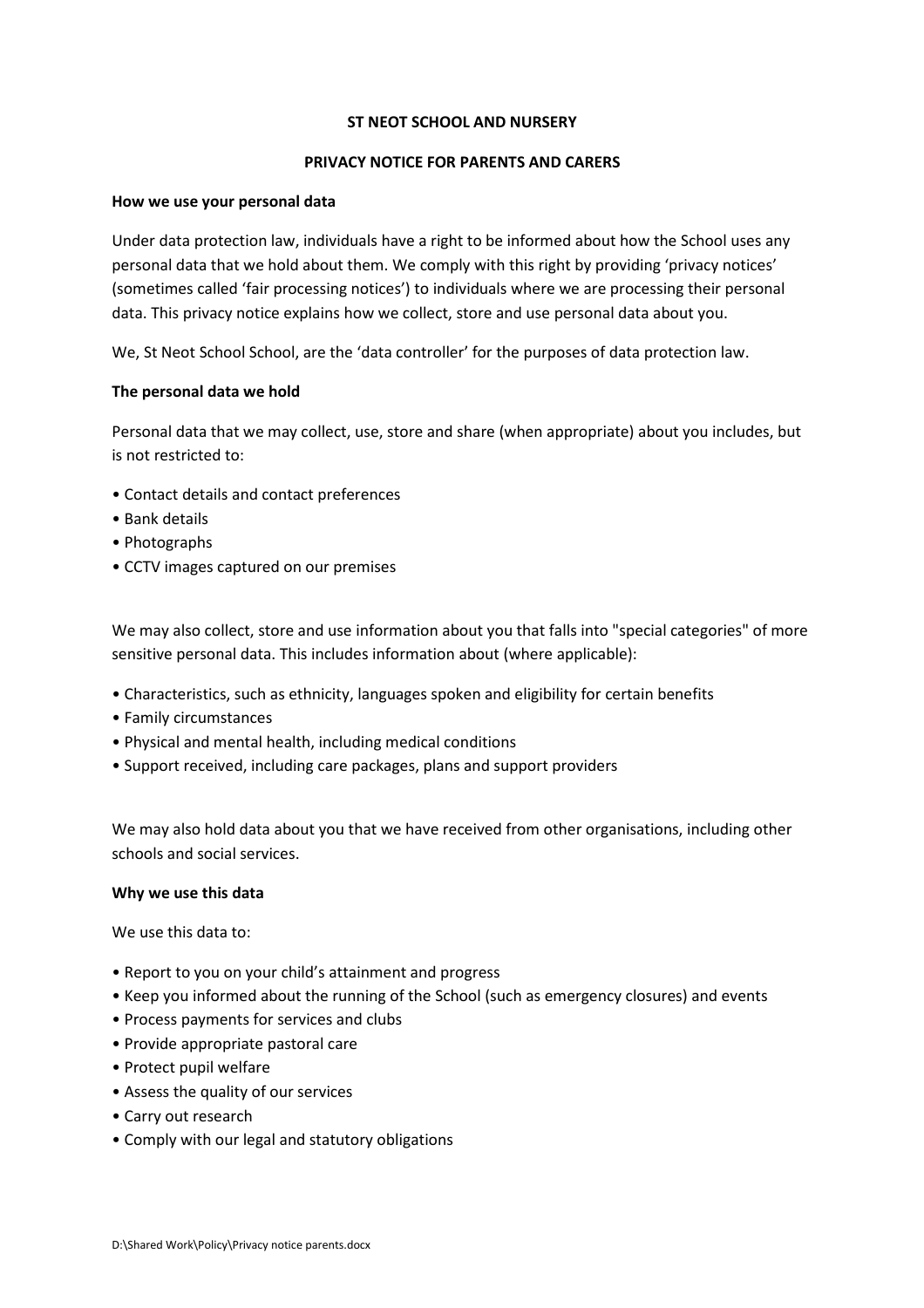**ST NEOT SCHOOL AND NURSERY**

**PRIVACY NOTICE FOR PARENTS AND CARERS**

**How we use your personal data**

Under data protection law, individuals have a right to be informed about how the School uses any personal data that we hold about them. We comply with this right by providing 'privacy notices' (sometimes called 'fair processing notices') to individuals where we are processing their personal data. This privacy notice explains how we collect, store and use personal data about you.

We, St Neot School School, are the 'data controller' for the purposes of data protection law.

**The personal data we hold**

Personal data that we may collect, use, store and share (when appropriate) about you includes, but is not restricted to:

- Contact details and contact preferences
- Bank details
- Photographs
- CCTV images captured on our premises

We may also collect, store and use information about you that falls into "special categories" of more sensitive personal data. This includes information about (where applicable):

- Characteristics, such as ethnicity, languages spoken and eligibility for certain benefits
- Family circumstances
- Physical and mental health, including medical conditions
- Support received, including care packages, plans and support providers

We may also hold data about you that we have received from other organisations, including other schools and social services.

**Why we use this data**

We use this data to:

- Report to you on your child's attainment and progress
- Keep you informed about the running of the School (such as emergency closures) and events
- Process payments for services and clubs
- Provide appropriate pastoral care
- Protect pupil welfare
- Assess the quality of our services
- Carry out research
- Comply with our legal and statutory obligations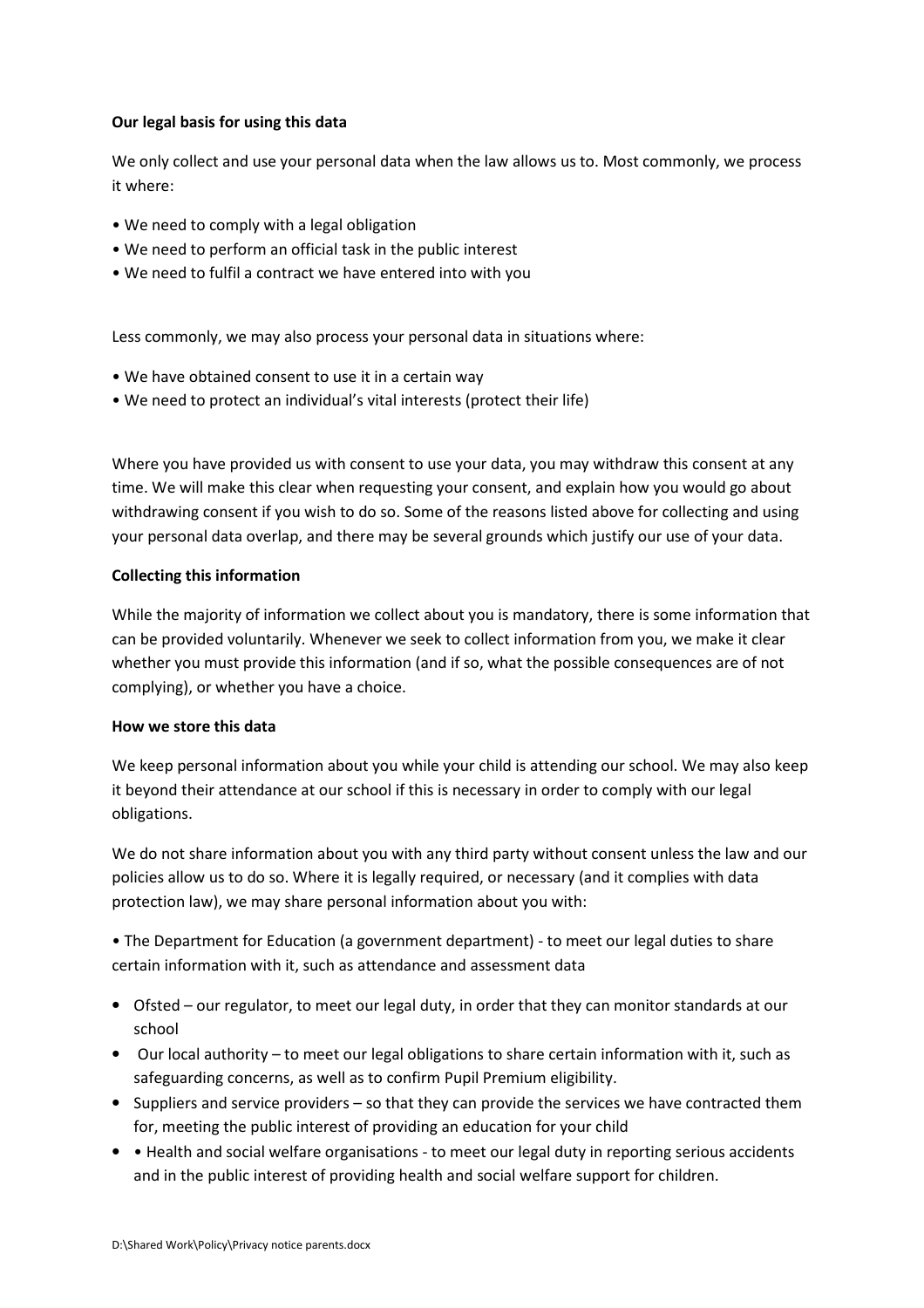**Our legal basis for using this data**

We only collect and use your personal data when the law allows us to. Most commonly, we process it where:

- We need to comply with a legal obligation
- We need to perform an official task in the public interest
- We need to fulfil a contract we have entered into with you

Less commonly, we may also process your personal data in situations where:

- We have obtained consent to use it in a certain way
- We need to protect an individual's vital interests (protect their life)

Where you have provided us with consent to use your data, you may withdraw this consent at any time. We will make this clear when requesting your consent, and explain how you would go about withdrawing consent if you wish to do so. Some of the reasons listed above for collecting and using your personal data overlap, and there may be several grounds which justify our use of your data.

**Collecting this information**

While the majority of information we collect about you is mandatory, there is some information that can be provided voluntarily. Whenever we seek to collect information from you, we make it clear whether you must provide this information (and if so, what the possible consequences are of not complying), or whether you have a choice.

**How we store this data**

We keep personal information about you while your child is attending our school. We may also keep it beyond their attendance at our school if this is necessary in order to comply with our legal obligations.

We do not share information about you with any third party without consent unless the law and our policies allow us to do so. Where it is legally required, or necessary (and it complies with data protection law), we may share personal information about you with:

- The Department for Education (a government department) - to meet our legal duties to share certain information with it, such as attendance and assessment data
- Ofsted – our regulator, to meet our legal duty, in order that they can monitor standards at our school
- Our local authority – to meet our legal obligations to share certain information with it, such as safeguarding concerns, as well as to confirm Pupil Premium eligibility.
- Suppliers and service providers – so that they can provide the services we have contracted them for, meeting the public interest of providing an education for your child
- • Health and social welfare organisations - to meet our legal duty in reporting serious accidents and in the public interest of providing health and social welfare support for children.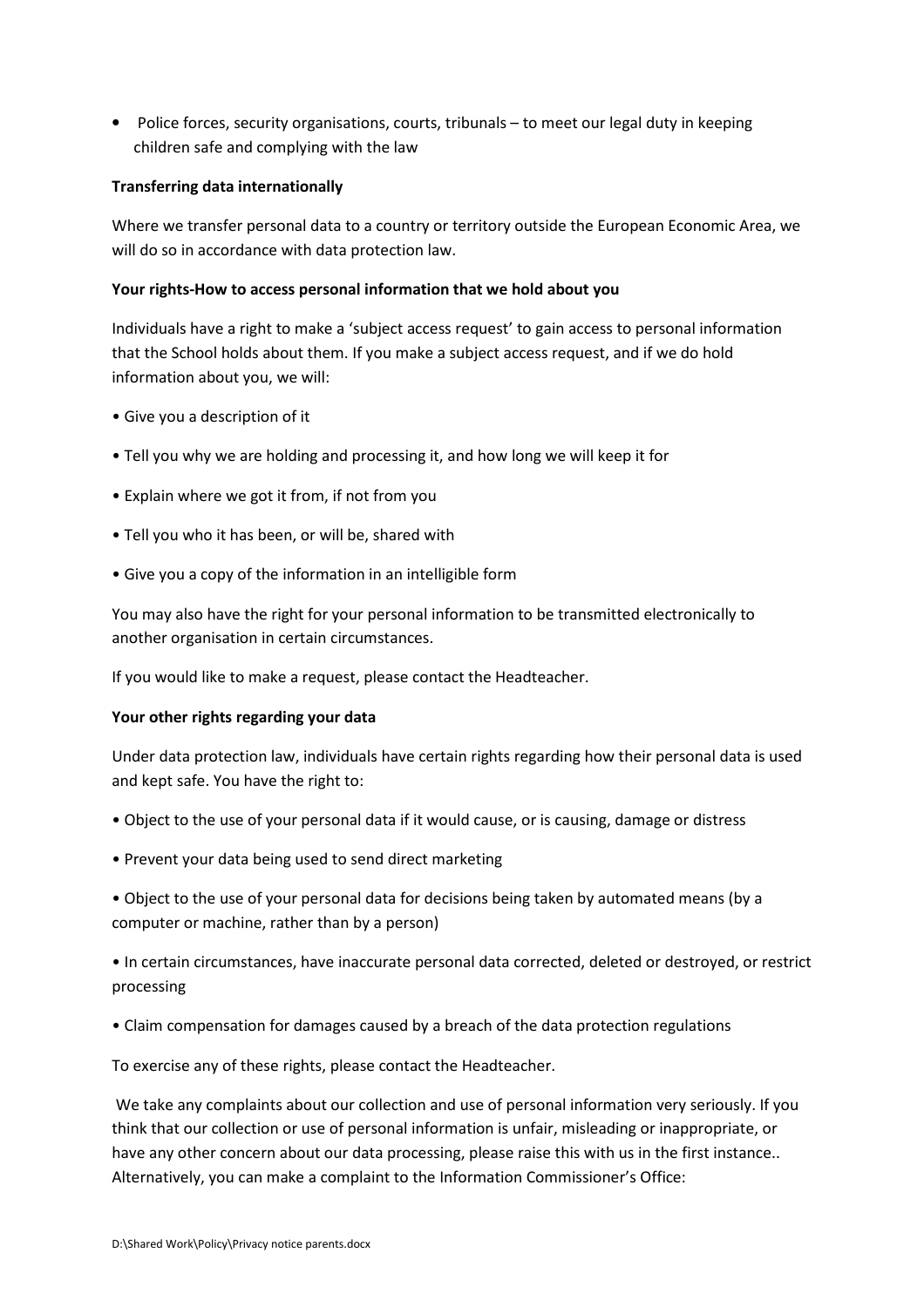- Police forces, security organisations, courts, tribunals – to meet our legal duty in keeping children safe and complying with the law

**Transferring data internationally**

Where we transfer personal data to a country or territory outside the European Economic Area, we will do so in accordance with data protection law.

**Your rights-How to access personal information that we hold about you**

Individuals have a right to make a 'subject access request' to gain access to personal information that the School holds about them. If you make a subject access request, and if we do hold information about you, we will:

- Give you a description of it
- Tell you why we are holding and processing it, and how long we will keep it for
- Explain where we got it from, if not from you
- Tell you who it has been, or will be, shared with
- Give you a copy of the information in an intelligible form

You may also have the right for your personal information to be transmitted electronically to another organisation in certain circumstances.

If you would like to make a request, please contact the Headteacher.

**Your other rights regarding your data**

Under data protection law, individuals have certain rights regarding how their personal data is used and kept safe. You have the right to:

- Object to the use of your personal data if it would cause, or is causing, damage or distress
- Prevent your data being used to send direct marketing
- Object to the use of your personal data for decisions being taken by automated means (by a computer or machine, rather than by a person)
- In certain circumstances, have inaccurate personal data corrected, deleted or destroyed, or restrict processing
- Claim compensation for damages caused by a breach of the data protection regulations

To exercise any of these rights, please contact the Headteacher.

We take any complaints about our collection and use of personal information very seriously. If you think that our collection or use of personal information is unfair, misleading or inappropriate, or have any other concern about our data processing, please raise this with us in the first instance.. Alternatively, you can make a complaint to the Information Commissioner's Office:

D:\Shared Work\Policy\Privacy notice parents.docx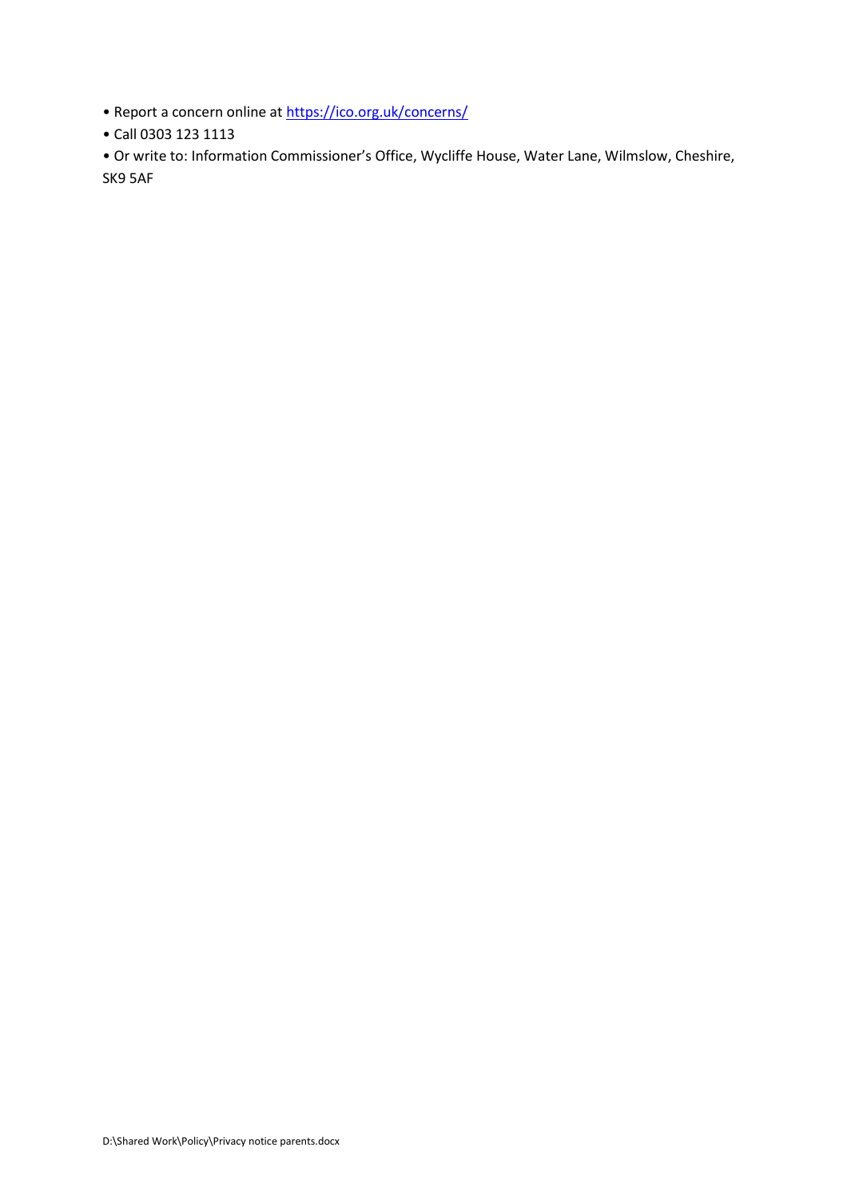- Report a concern online at https://ico.org.uk/concerns/
- Call 0303 123 1113
- Or write to: Information Commissioner's Office, Wycliffe House, Water Lane, Wilmslow, Cheshire, SK9 5AF